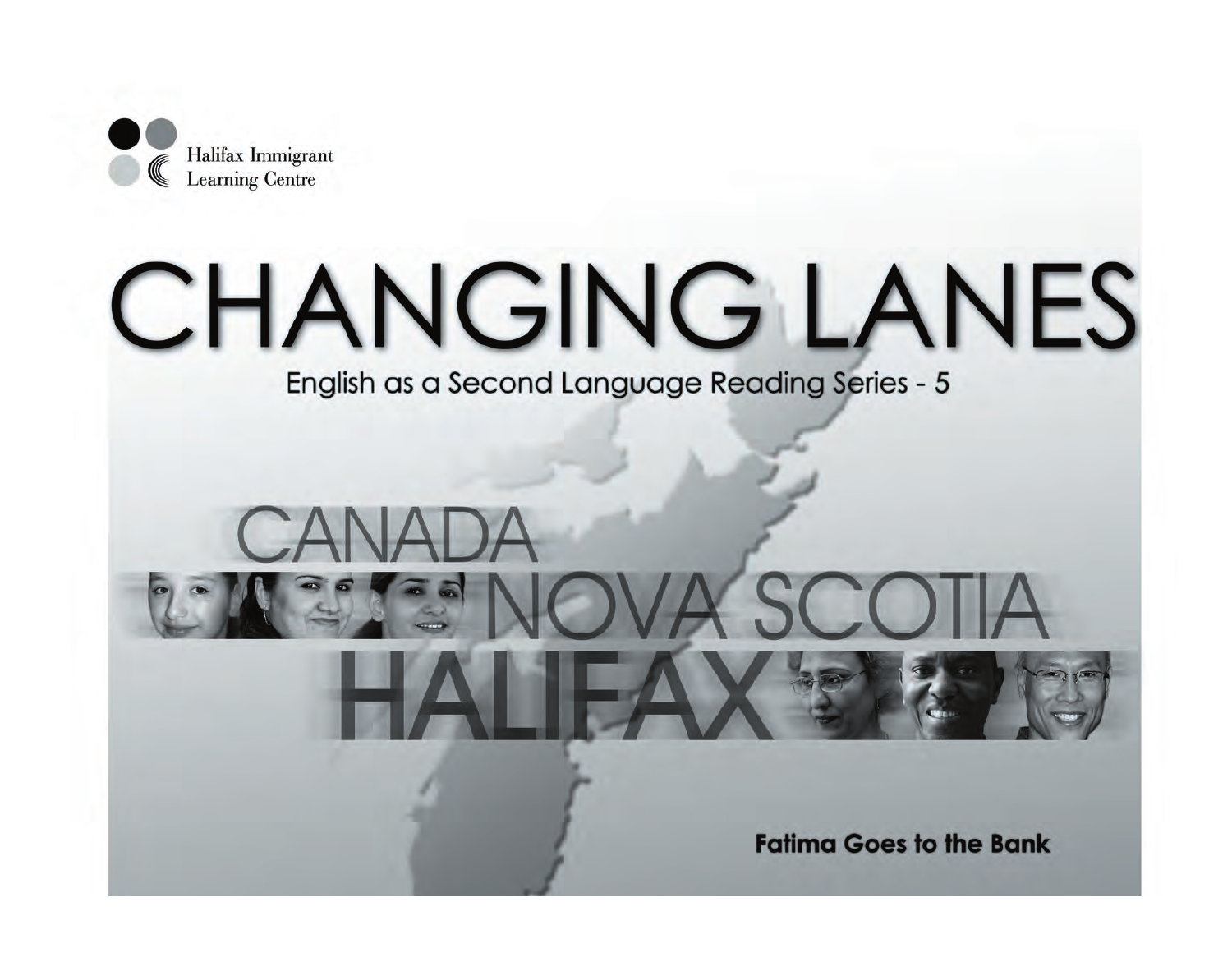Halifax Immigrant Learning Centre

# CHANGING LANES

English as a Second Language Reading Series - 5

CANADA

NOVA SCOTIA

HALIFAX

**Fatima Goes to the Bank**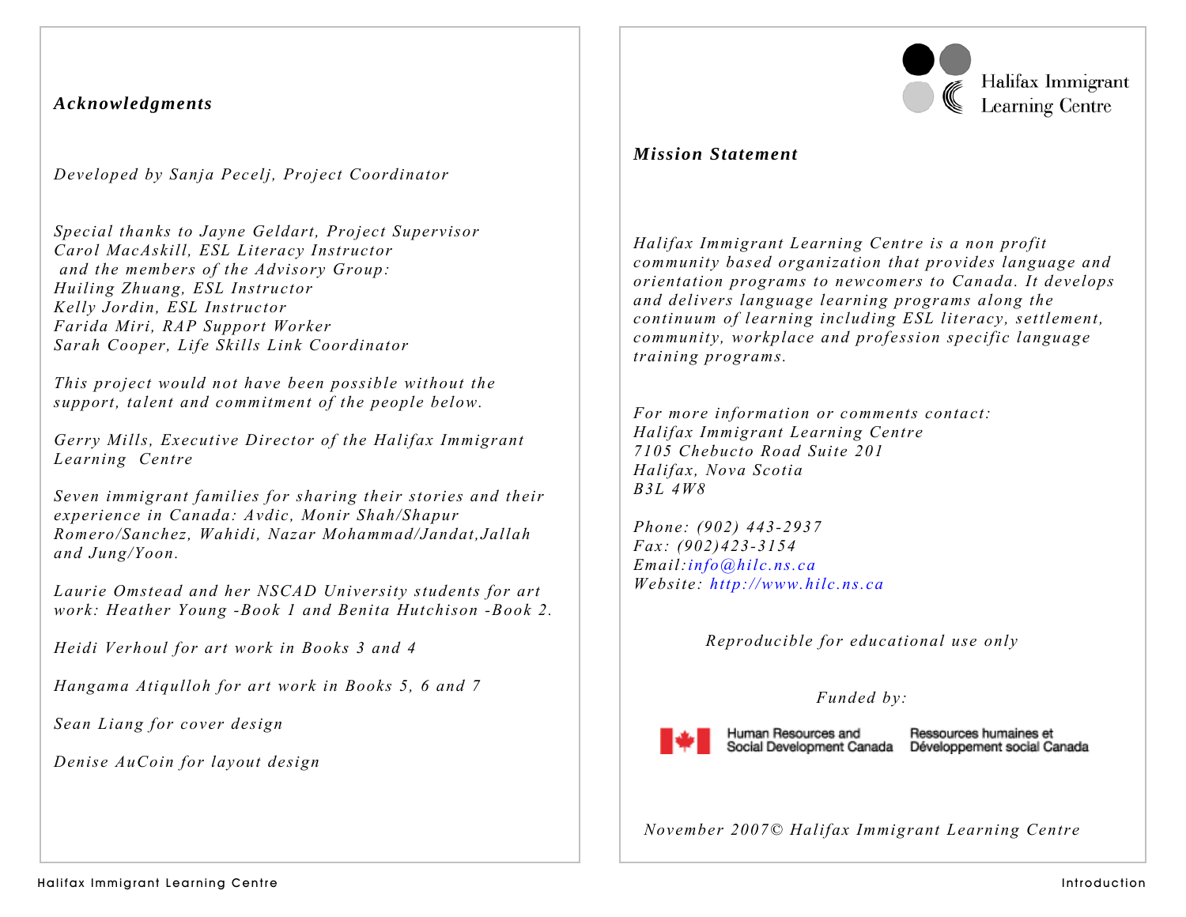## *Acknowledgments*

*Developed by Sanja Pecelj, Project Coordinator*

*Special thanks to Jayne Geldart, Project Supervisor*
*Carol MacAskill, ESL Literacy Instructor*
*and the members of the Advisory Group:*
*Huiling Zhuang, ESL Instructor*
*Kelly Jordin, ESL Instructor*
*Farida Miri, RAP Support Worker*
*Sarah Cooper, Life Skills Link Coordinator*

*This project would not have been possible without the support, talent and commitment of the people below.*

*Gerry Mills, Executive Director of the Halifax Immigrant Learning Centre*

*Seven immigrant families for sharing their stories and their experience in Canada: Avdic, Monir Shah/Shapur Romero/Sanchez, Wahidi, Nazar Mohammad/Jandat,Jallah and Jung/Yoon.*

*Laurie Omstead and her NSCAD University students for art work: Heather Young -Book 1 and Benita Hutchison -Book 2.*

*Heidi Verhoul for art work in Books 3 and 4*

*Hangama Atiqulloh for art work in Books 5, 6 and 7*

*Sean Liang for cover design*

*Denise AuCoin for layout design*

Halifax Immigrant Learning Centre

## *Mission Statement*

*Halifax Immigrant Learning Centre is a non profit community based organization that provides language and orientation programs to newcomers to Canada. It develops and delivers language learning programs along the continuum of learning including ESL literacy, settlement, community, workplace and profession specific language training programs.*

*For more information or comments contact:*
*Halifax Immigrant Learning Centre*
*7105 Chebucto Road Suite 201*
*Halifax, Nova Scotia*
*B3L 4W8*

*Phone: (902) 443-2937*
*Fax: (902)423-3154*
*Email:info@hilc.ns.ca*
*Website: http://www.hilc.ns.ca*

*Reproducible for educational use only*

*Funded by:*

Human Resources and Social Development Canada | Ressources humaines et Développement social Canada

*November 2007© Halifax Immigrant Learning Centre*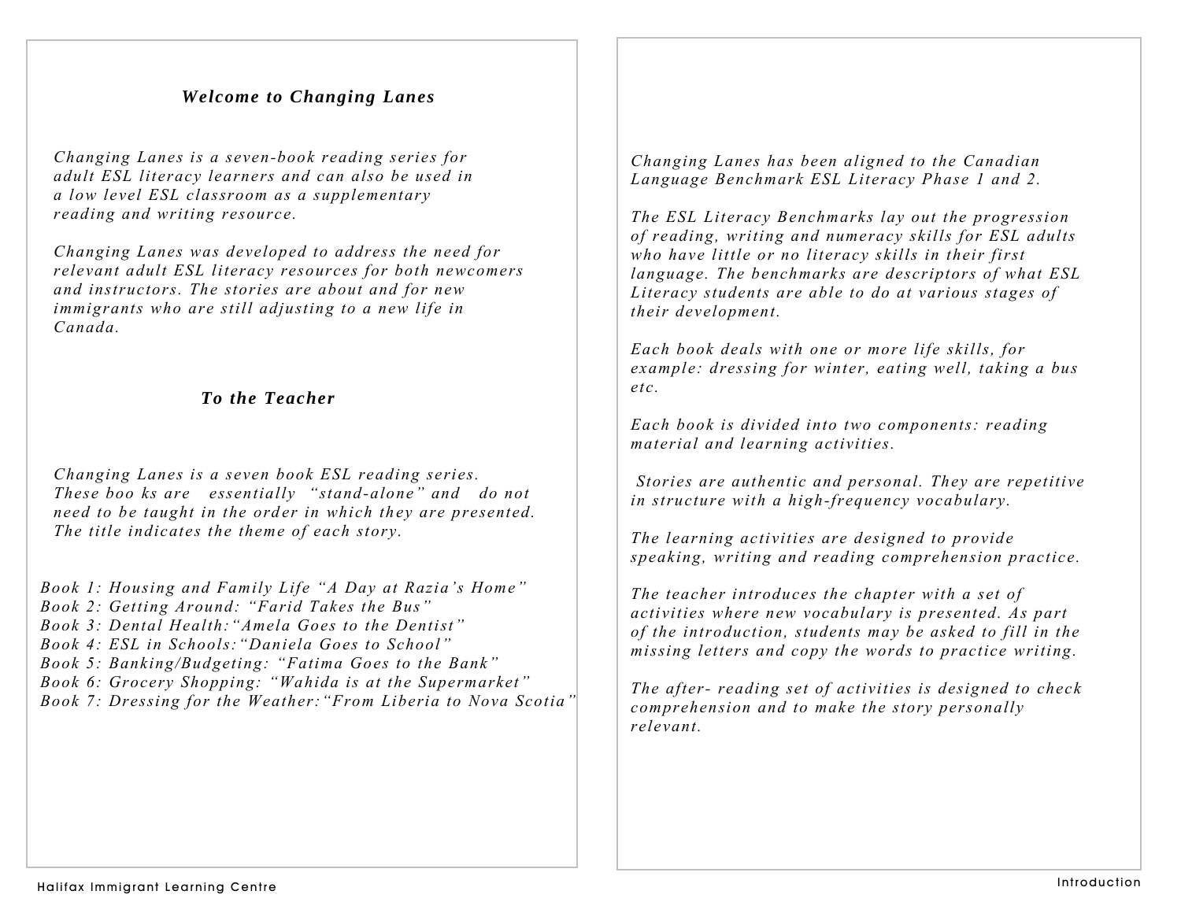## *Welcome to Changing Lanes*

*Changing Lanes is a seven-book reading series for adult ESL literacy learners and can also be used in a low level ESL classroom as a supplementary reading and writing resource.*

*Changing Lanes was developed to address the need for relevant adult ESL literacy resources for both newcomers and instructors. The stories are about and for new immigrants who are still adjusting to a new life in Canada.*

## *To the Teacher*

*Changing Lanes is a seven book ESL reading series. These books are essentially "stand-alone" and do not need to be taught in the order in which they are presented. The title indicates the theme of each story.*

*Book 1: Housing and Family Life "A Day at Razia's Home"*
*Book 2: Getting Around: "Farid Takes the Bus"*
*Book 3: Dental Health: "Amela Goes to the Dentist"*
*Book 4: ESL in Schools: "Daniela Goes to School"*
*Book 5: Banking/Budgeting: "Fatima Goes to the Bank"*
*Book 6: Grocery Shopping: "Wahida is at the Supermarket"*
*Book 7: Dressing for the Weather: "From Liberia to Nova Scotia"*

*Changing Lanes has been aligned to the Canadian Language Benchmark ESL Literacy Phase 1 and 2.*

*The ESL Literacy Benchmarks lay out the progression of reading, writing and numeracy skills for ESL adults who have little or no literacy skills in their first language. The benchmarks are descriptors of what ESL Literacy students are able to do at various stages of their development.*

*Each book deals with one or more life skills, for example: dressing for winter, eating well, taking a bus etc.*

*Each book is divided into two components: reading material and learning activities.*

*Stories are authentic and personal. They are repetitive in structure with a high-frequency vocabulary.*

*The learning activities are designed to provide speaking, writing and reading comprehension practice.*

*The teacher introduces the chapter with a set of activities where new vocabulary is presented. As part of the introduction, students may be asked to fill in the missing letters and copy the words to practice writing.*

*The after- reading set of activities is designed to check comprehension and to make the story personally relevant.*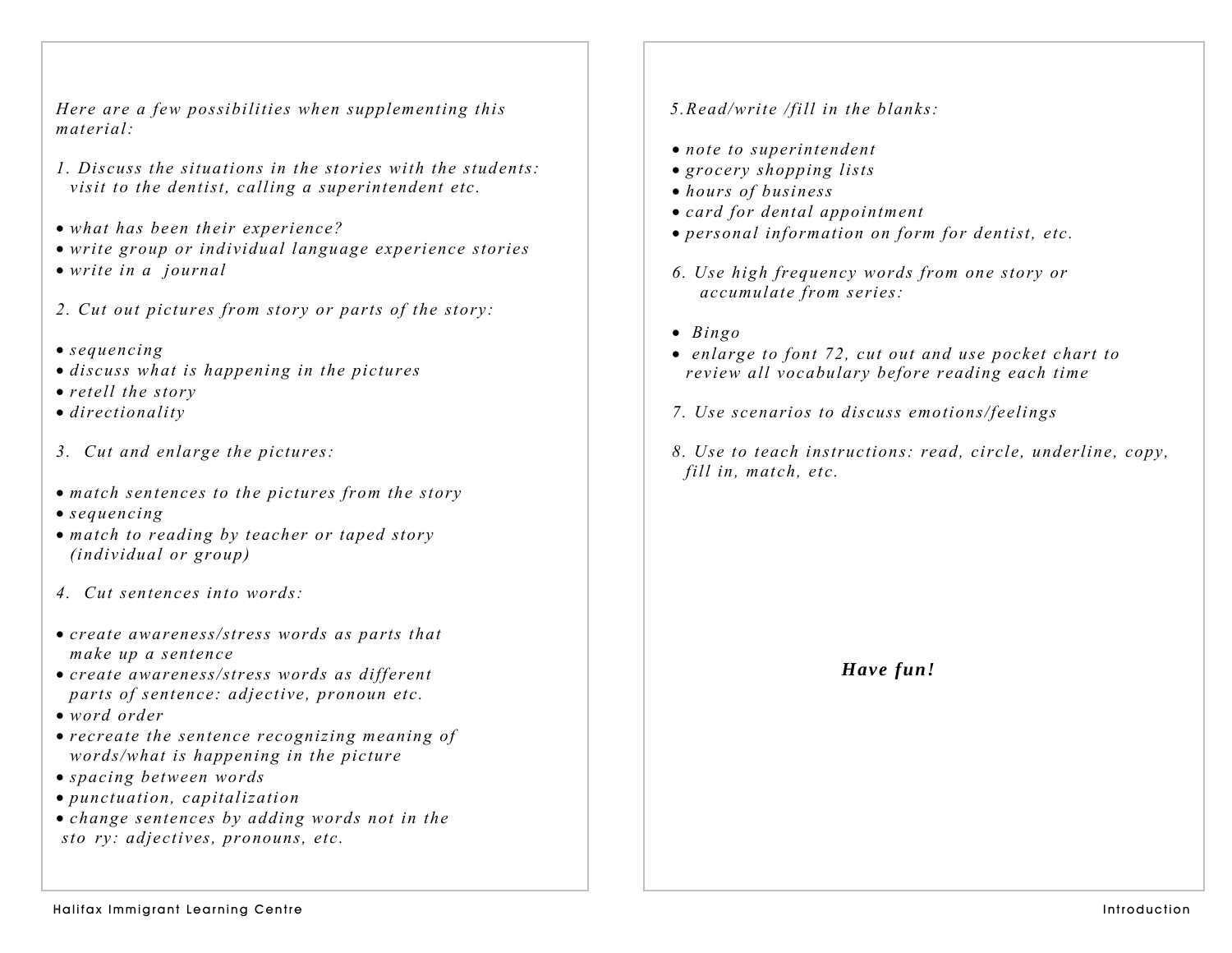*Here are a few possibilities when supplementing this material:*

1. *Discuss the situations in the stories with the students: visit to the dentist, calling a superintendent etc.*

- *what has been their experience?*
- *write group or individual language experience stories*
- *write in a journal*

2. *Cut out pictures from story or parts of the story:*

- *sequencing*
- *discuss what is happening in the pictures*
- *retell the story*
- *directionality*

3. *Cut and enlarge the pictures:*

- *match sentences to the pictures from the story*
- *sequencing*
- *match to reading by teacher or taped story (individual or group)*

4. *Cut sentences into words:*

- *create awareness/stress words as parts that make up a sentence*
- *create awareness/stress words as different parts of sentence: adjective, pronoun etc.*
- *word order*
- *recreate the sentence recognizing meaning of words/what is happening in the picture*
- *spacing between words*
- *punctuation, capitalization*
- *change sentences by adding words not in the sto ry: adjectives, pronouns, etc.*

5. *Read/write /fill in the blanks:*

- *note to superintendent*
- *grocery shopping lists*
- *hours of business*
- *card for dental appointment*
- *personal information on form for dentist, etc.*

6. *Use high frequency words from one story or accumulate from series:*

- *Bingo*
- *enlarge to font 72, cut out and use pocket chart to review all vocabulary before reading each time*

7. *Use scenarios to discuss emotions/feelings*

8. *Use to teach instructions: read, circle, underline, copy, fill in, match, etc.*

***Have fun!***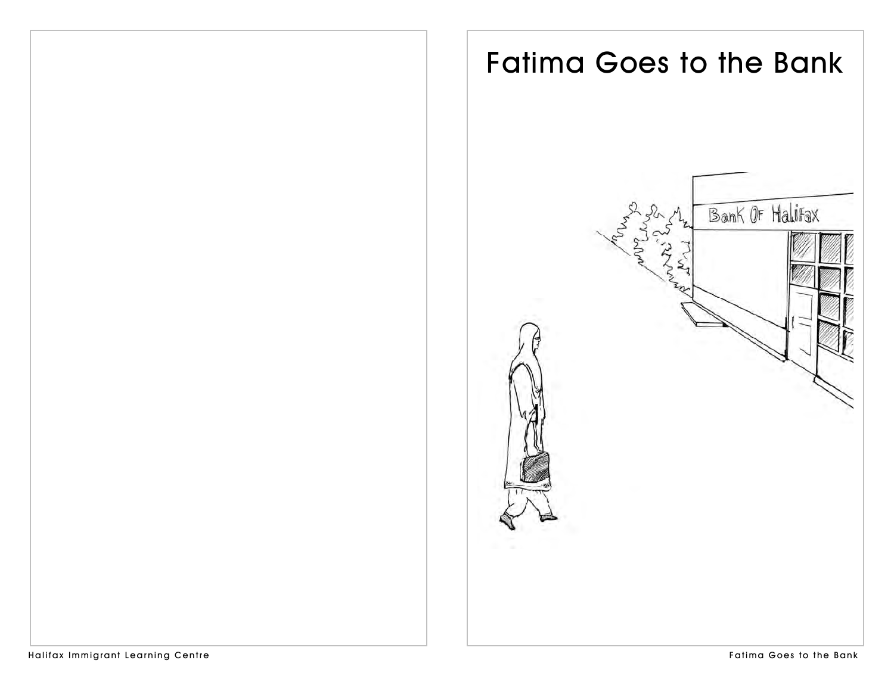# Fatima Goes to the Bank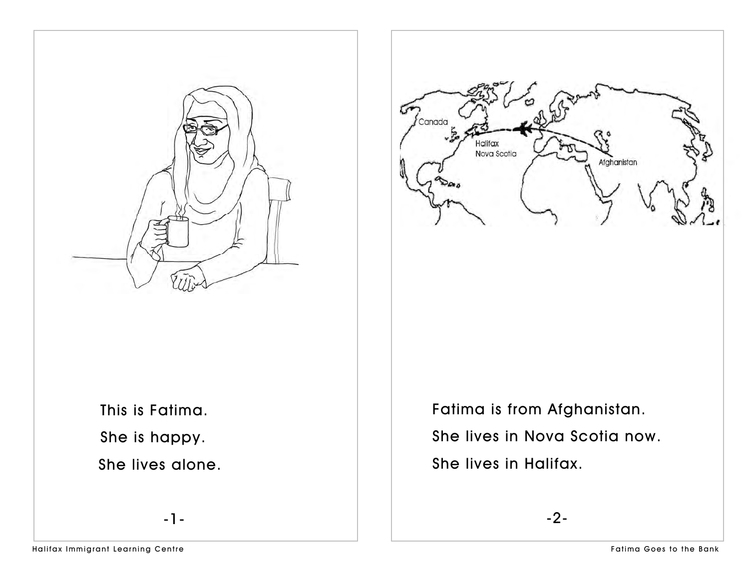This is Fatima.

She is happy.

She lives alone.

Fatima is from Afghanistan.

She lives in Nova Scotia now.

She lives in Halifax.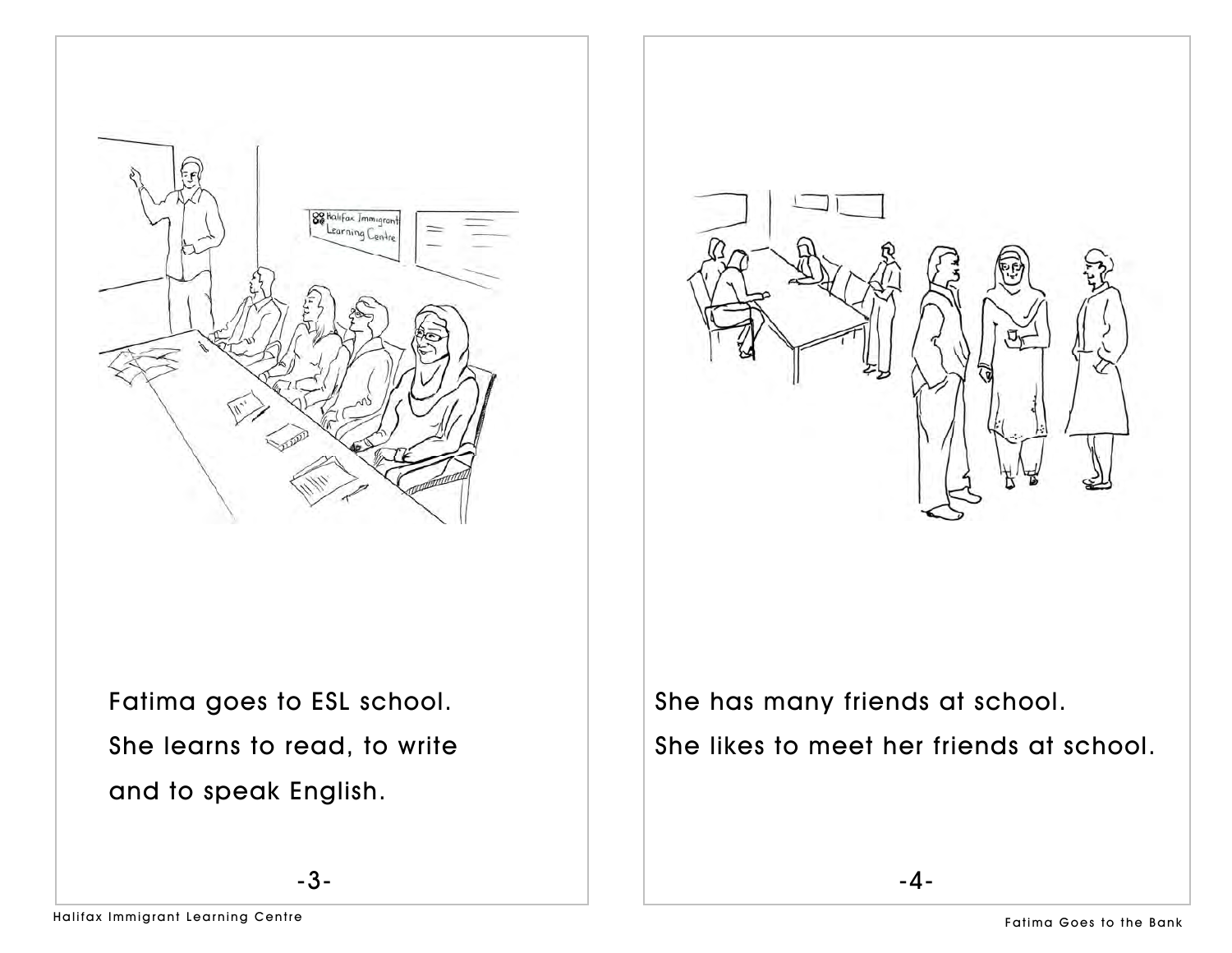Fatima goes to ESL school.
She learns to read, to write
and to speak English.

She has many friends at school.
She likes to meet her friends at school.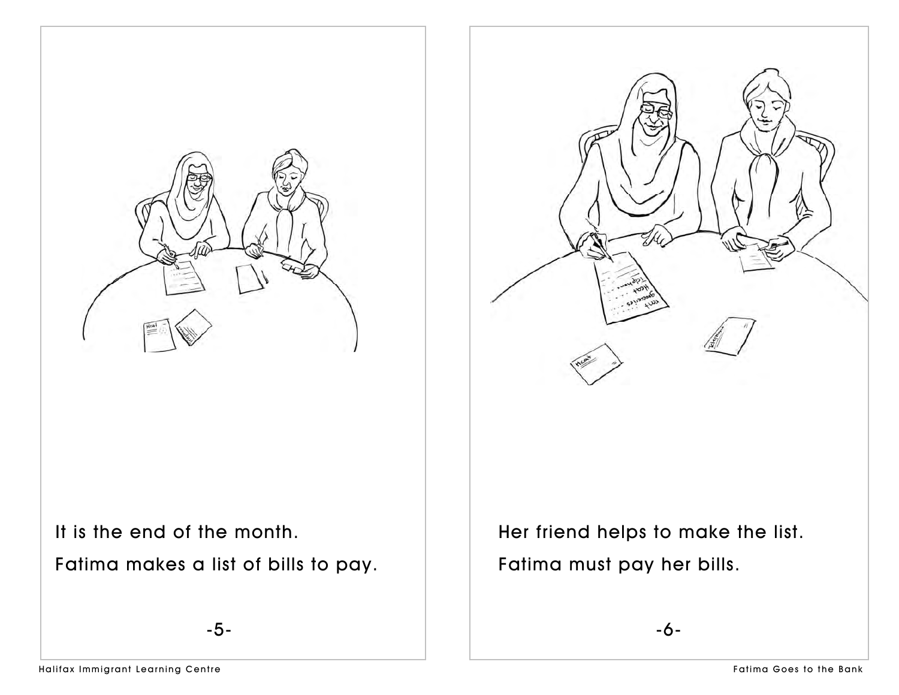It is the end of the month.

Fatima makes a list of bills to pay.

Her friend helps to make the list.

Fatima must pay her bills.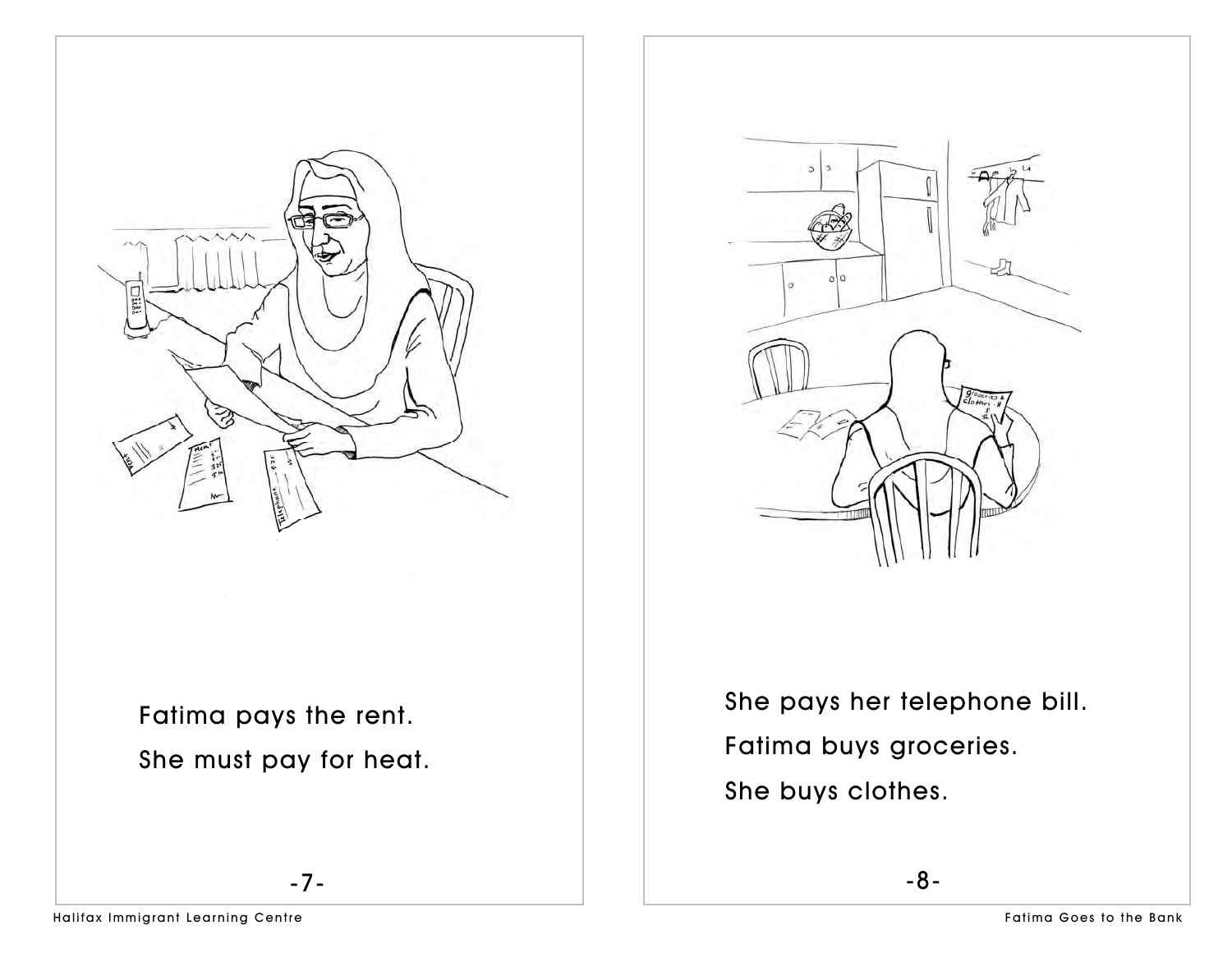Fatima pays the rent.

She must pay for heat.

She pays her telephone bill.

Fatima buys groceries.

She buys clothes.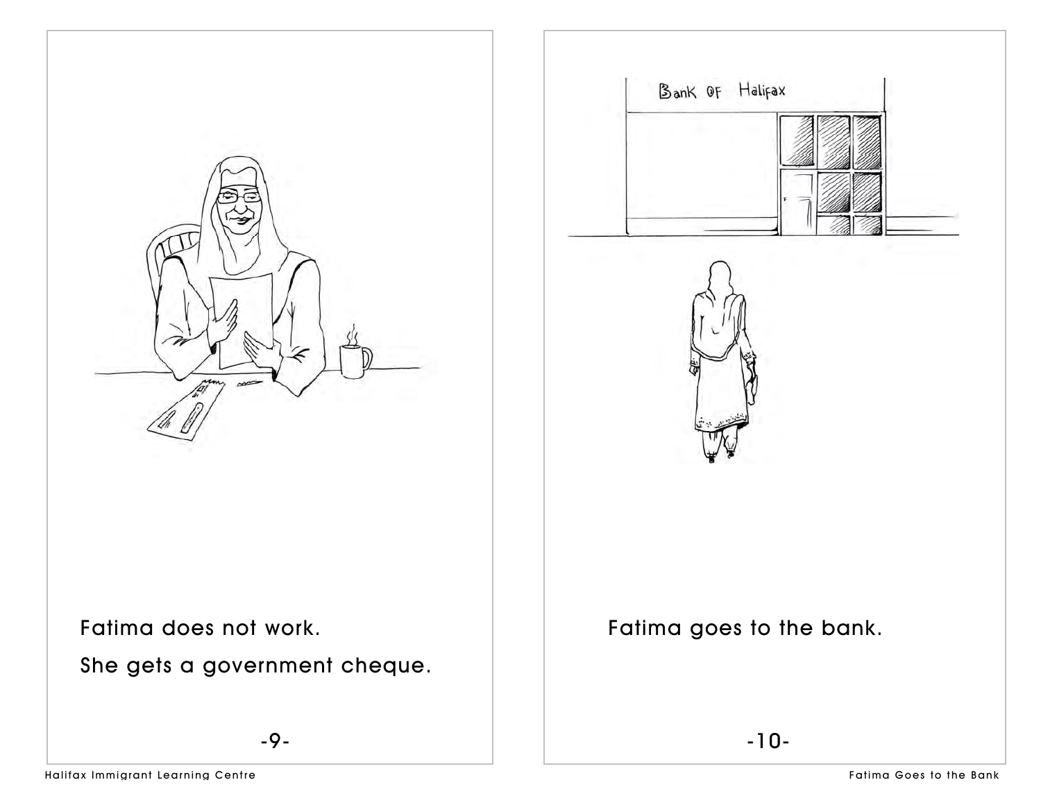Fatima does not work.

She gets a government cheque.

Fatima goes to the bank.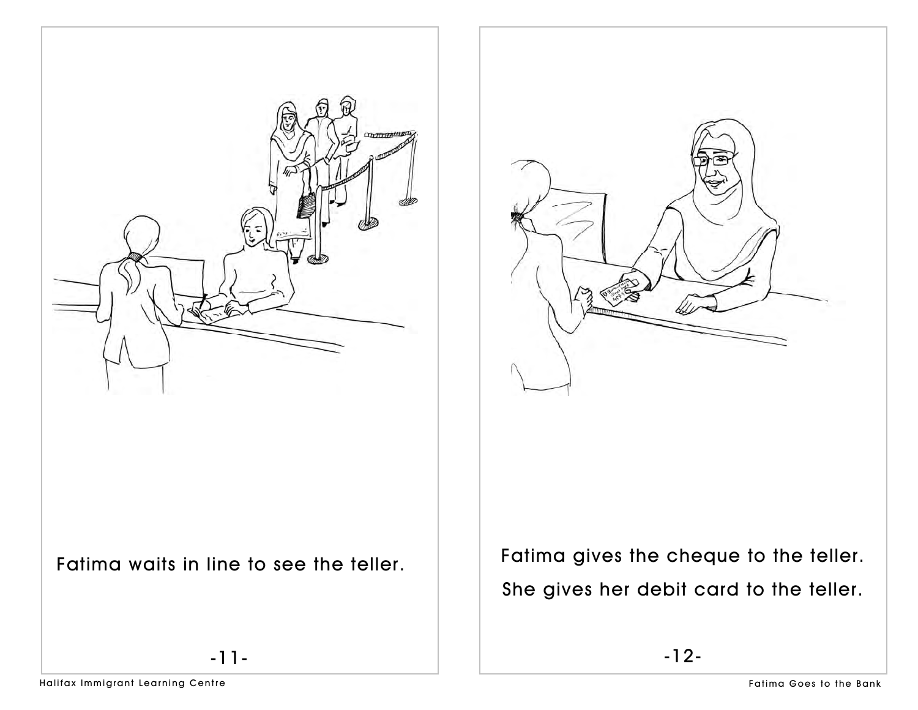Fatima waits in line to see the teller.

Fatima gives the cheque to the teller.

She gives her debit card to the teller.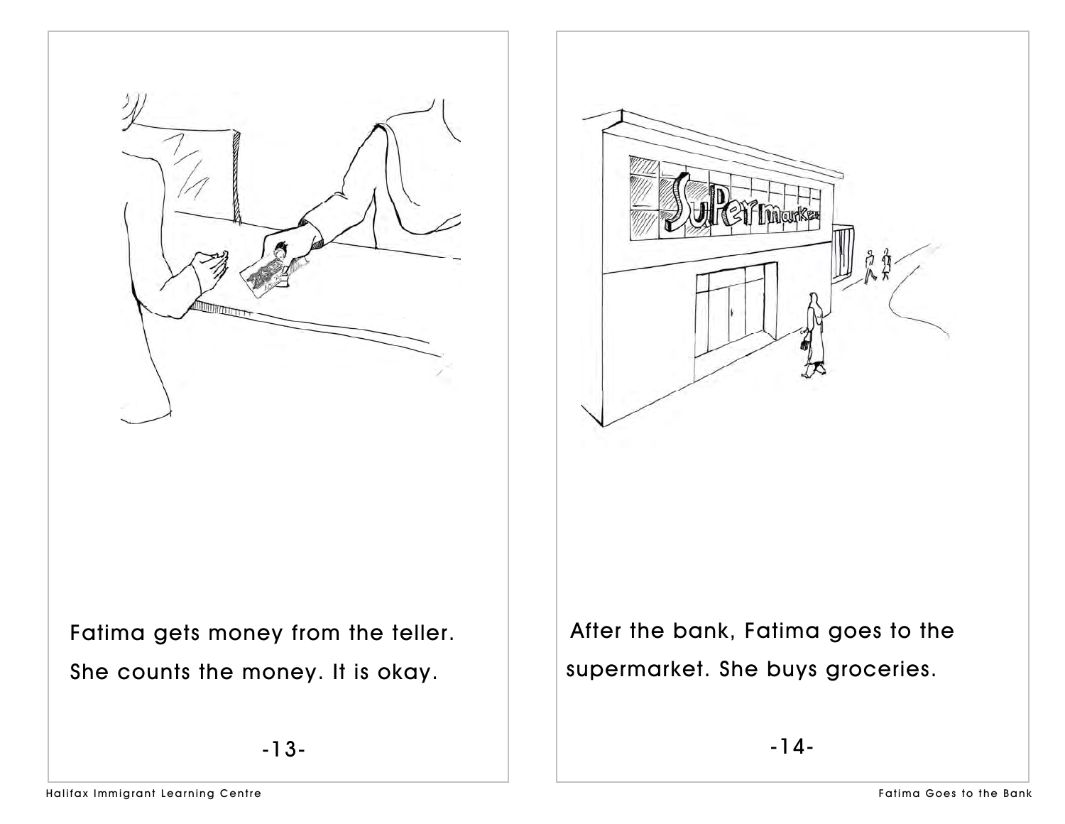Fatima gets money from the teller. She counts the money. It is okay.

After the bank, Fatima goes to the supermarket. She buys groceries.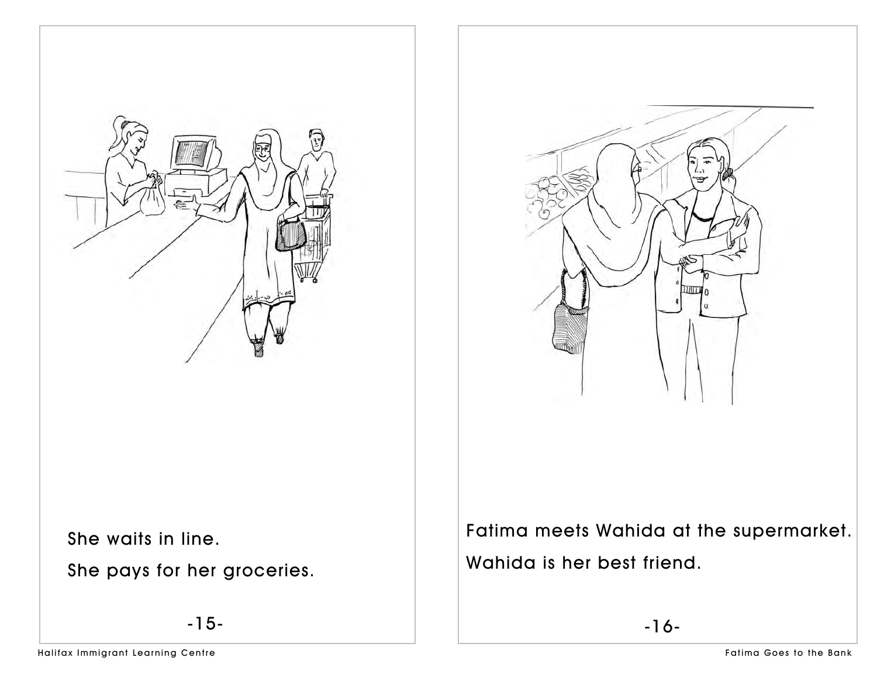She waits in line.

She pays for her groceries.

Fatima meets Wahida at the supermarket.

Wahida is her best friend.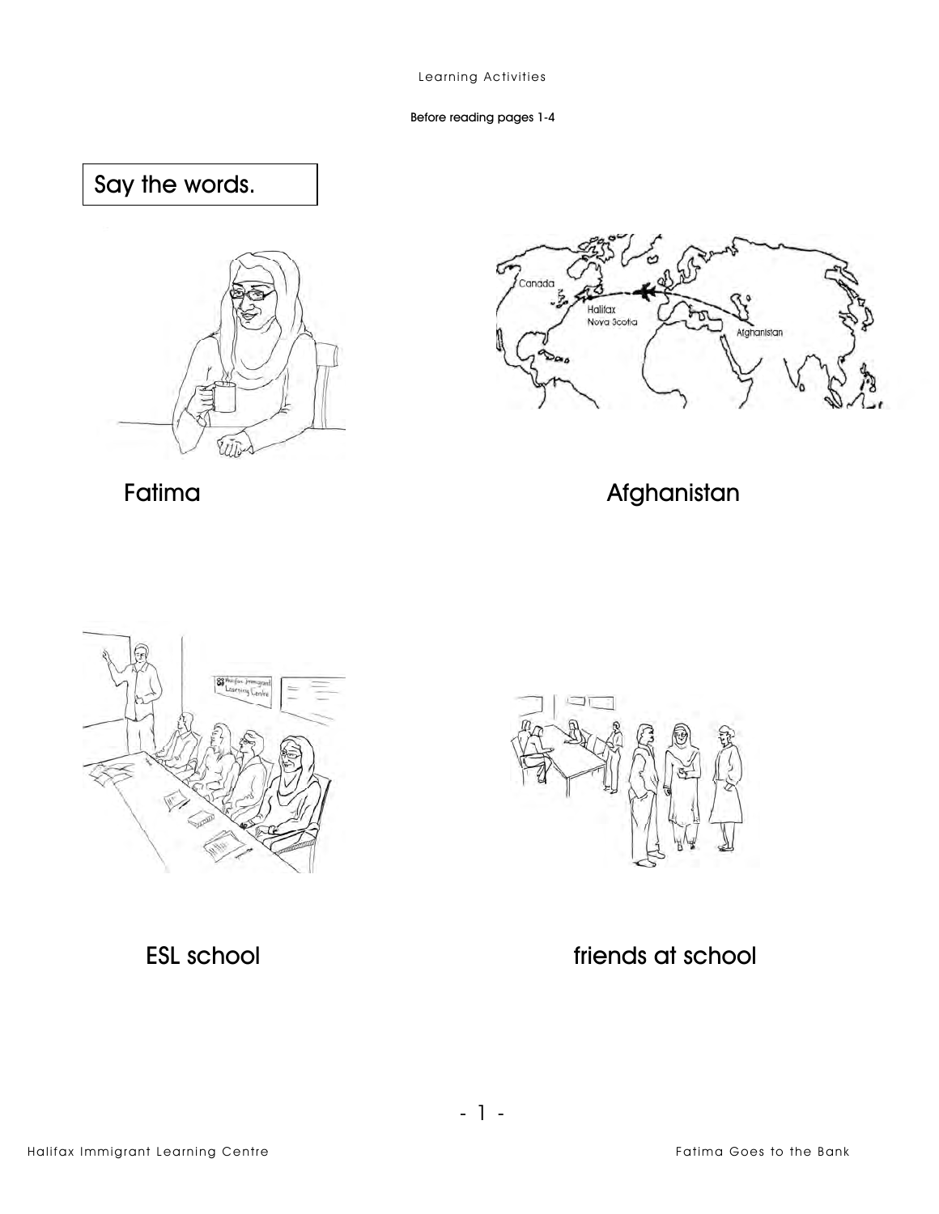Learning Activities

Before reading pages 1-4

## Say the words.

Fatima

Afghanistan

ESL school

friends at school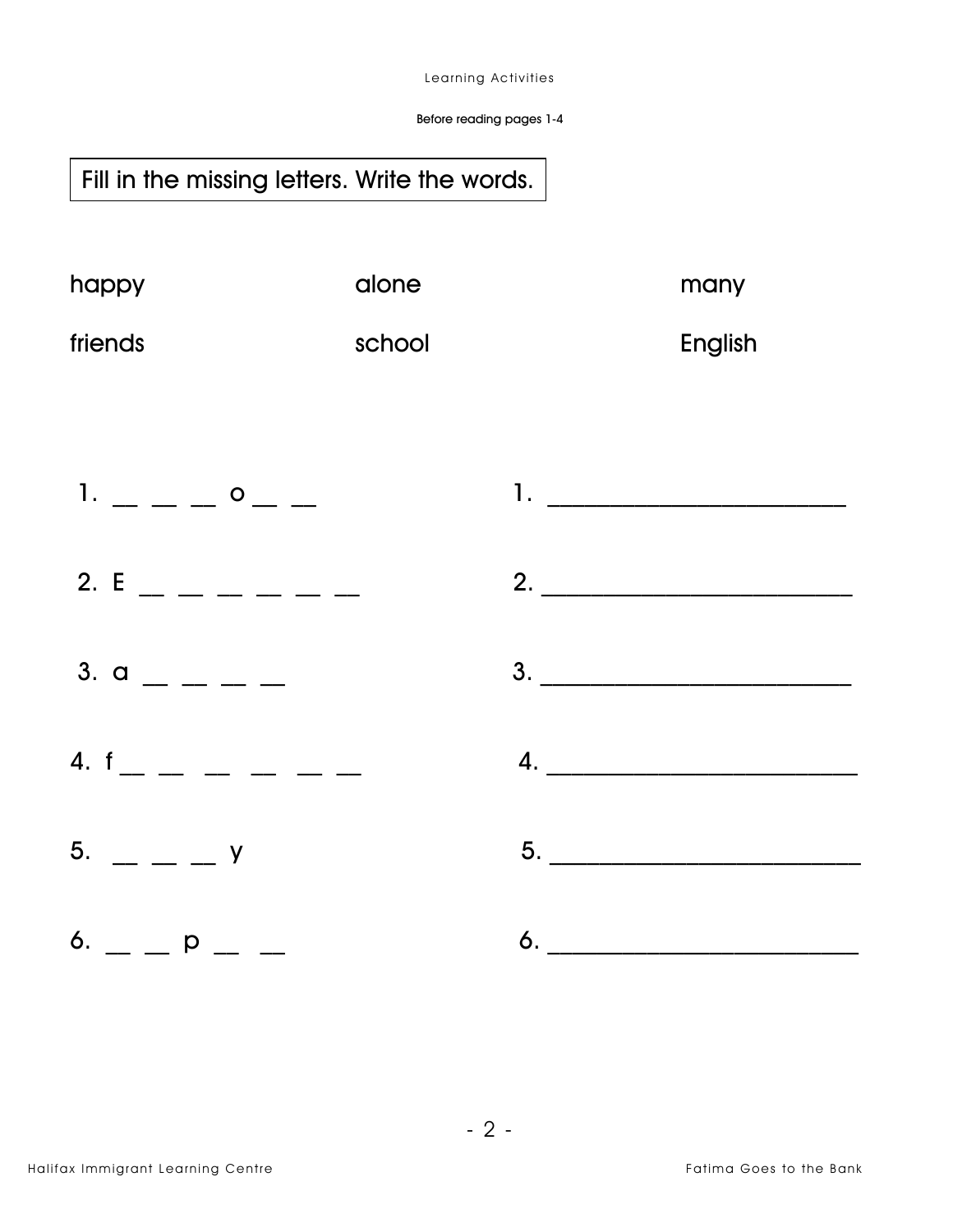Learning Activities

Before reading pages 1-4

**Fill in the missing letters. Write the words.**

| | | |
|---|---|---|
| happy | alone | many |
| friends | school | English |

1. __ __ __ o __ __ &nbsp;&nbsp;&nbsp;&nbsp;&nbsp;&nbsp;&nbsp; 1. ______________________

2. E __ __ __ __ __ __ &nbsp;&nbsp;&nbsp;&nbsp;&nbsp;&nbsp;&nbsp; 2. ______________________

3. a __ __ __ __ &nbsp;&nbsp;&nbsp;&nbsp;&nbsp;&nbsp;&nbsp; 3. ______________________

4. f __ __ __ __ __ __ &nbsp;&nbsp;&nbsp;&nbsp;&nbsp;&nbsp;&nbsp; 4. ______________________

5. __ __ __ y &nbsp;&nbsp;&nbsp;&nbsp;&nbsp;&nbsp;&nbsp; 5. ______________________

6. __ __ p __ __ &nbsp;&nbsp;&nbsp;&nbsp;&nbsp;&nbsp;&nbsp; 6. ______________________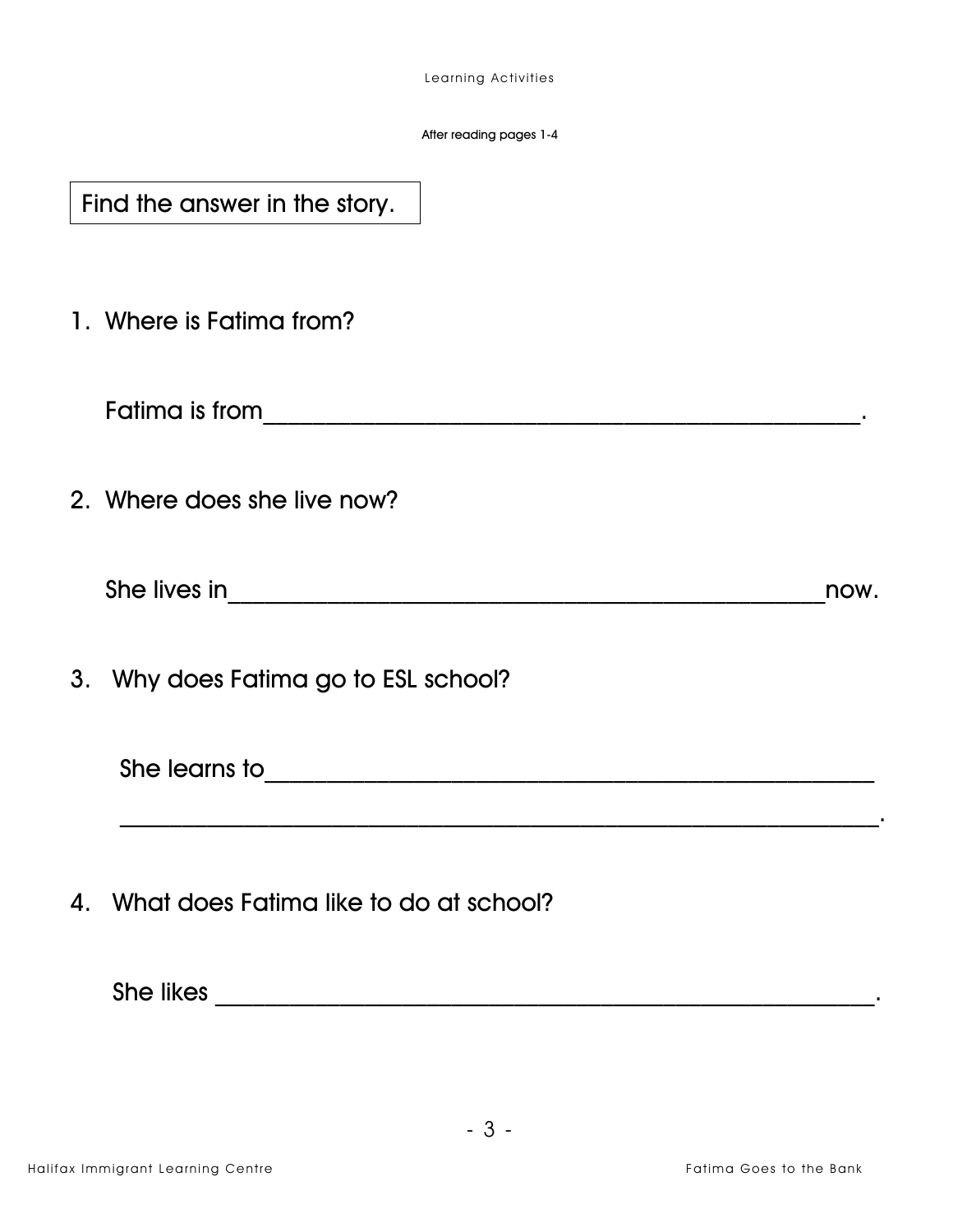Learning Activities

After reading pages 1-4

Find the answer in the story.

1. Where is Fatima from?

   Fatima is from________________________________________________.

2. Where does she live now?

   She lives in_______________________________________________now.

3. Why does Fatima go to ESL school?

   She learns to_______________________________________________

   ________________________________________________________________.

4. What does Fatima like to do at school?

   She likes ______________________________________________________.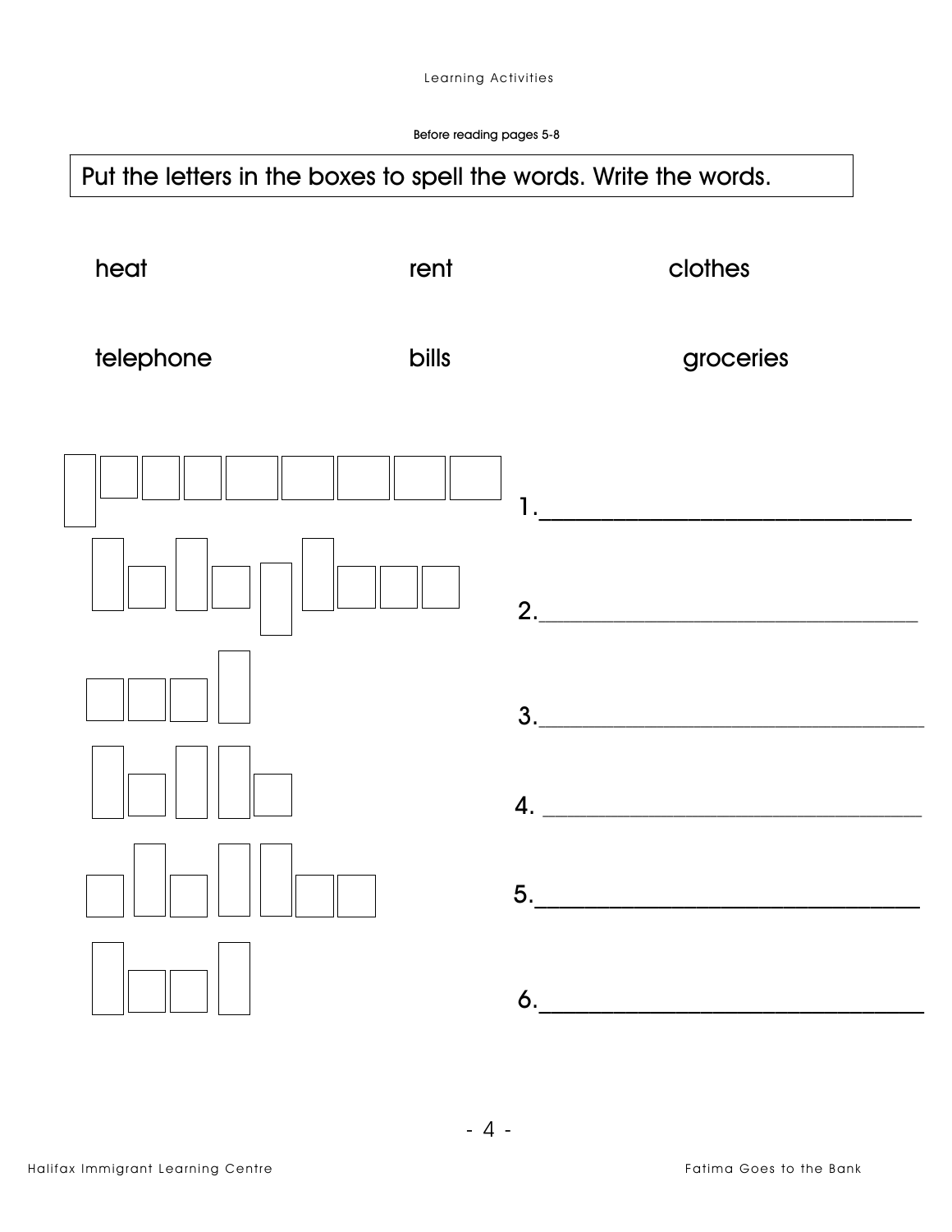Before reading pages 5-8

**Put the letters in the boxes to spell the words. Write the words.**

heat rent clothes

telephone bills groceries

1.______________________________

2.______________________________

3.______________________________

4. ______________________________

5.______________________________

6.______________________________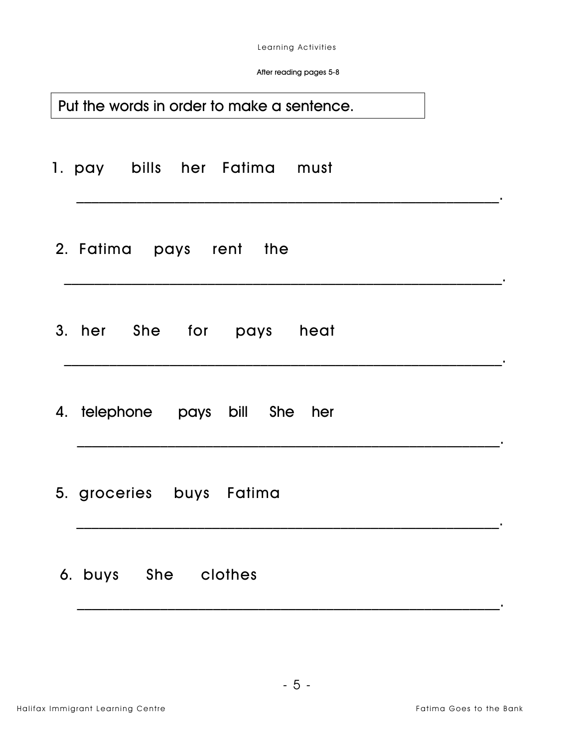Learning Activities

After reading pages 5-8

**Put the words in order to make a sentence.**

1. pay   bills   her   Fatima   must

   ______________________________________________.

2. Fatima   pays   rent   the

   ______________________________________________.

3. her   She   for   pays   heat

   ______________________________________________.

4. telephone   pays   bill   She   her

   ______________________________________________.

5. groceries   buys   Fatima

   ______________________________________________.

6. buys   She   clothes

   ______________________________________________.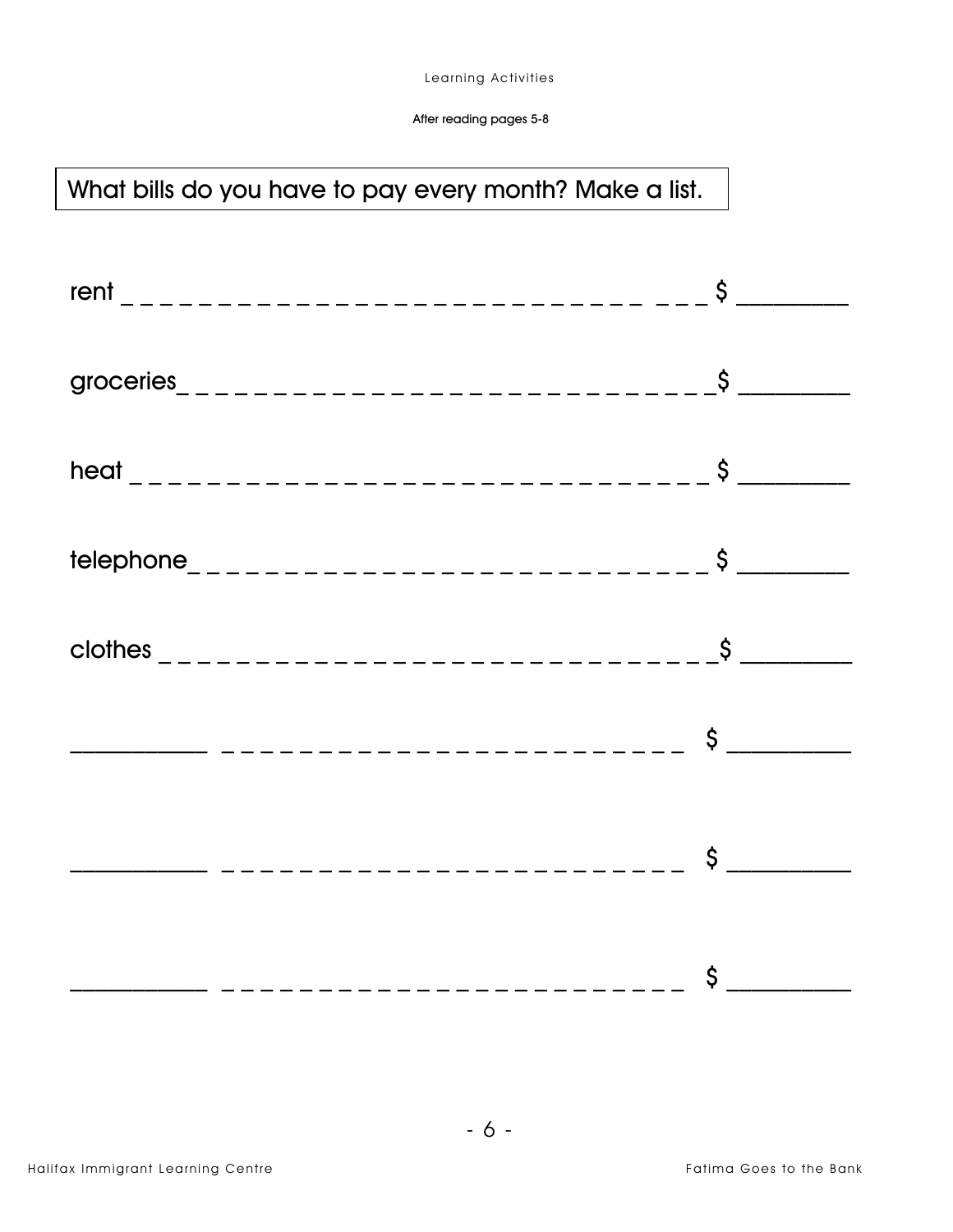After reading pages 5-8

**What bills do you have to pay every month? Make a list.**

rent _ _ _ _ _ _ _ _ _ _ _ _ _ _ _ _ _ _ _ _ _ _ _ _ _ _ _ _ _ _ $ ________

groceries_ _ _ _ _ _ _ _ _ _ _ _ _ _ _ _ _ _ _ _ _ _ _ _ _ _ _ _ _ $ ________

heat _ _ _ _ _ _ _ _ _ _ _ _ _ _ _ _ _ _ _ _ _ _ _ _ _ _ _ _ _ _ _ $ ________

telephone_ _ _ _ _ _ _ _ _ _ _ _ _ _ _ _ _ _ _ _ _ _ _ _ _ _ _ _ $ ________

clothes _ _ _ _ _ _ _ _ _ _ _ _ _ _ _ _ _ _ _ _ _ _ _ _ _ _ _ _ _ _ $ ________

__________ _ _ _ _ _ _ _ _ _ _ _ _ _ _ _ _ _ _ _ _ _ _ _ _ $ ________

__________ _ _ _ _ _ _ _ _ _ _ _ _ _ _ _ _ _ _ _ _ _ _ _ _ $ ________

__________ _ _ _ _ _ _ _ _ _ _ _ _ _ _ _ _ _ _ _ _ _ _ _ _ $ ________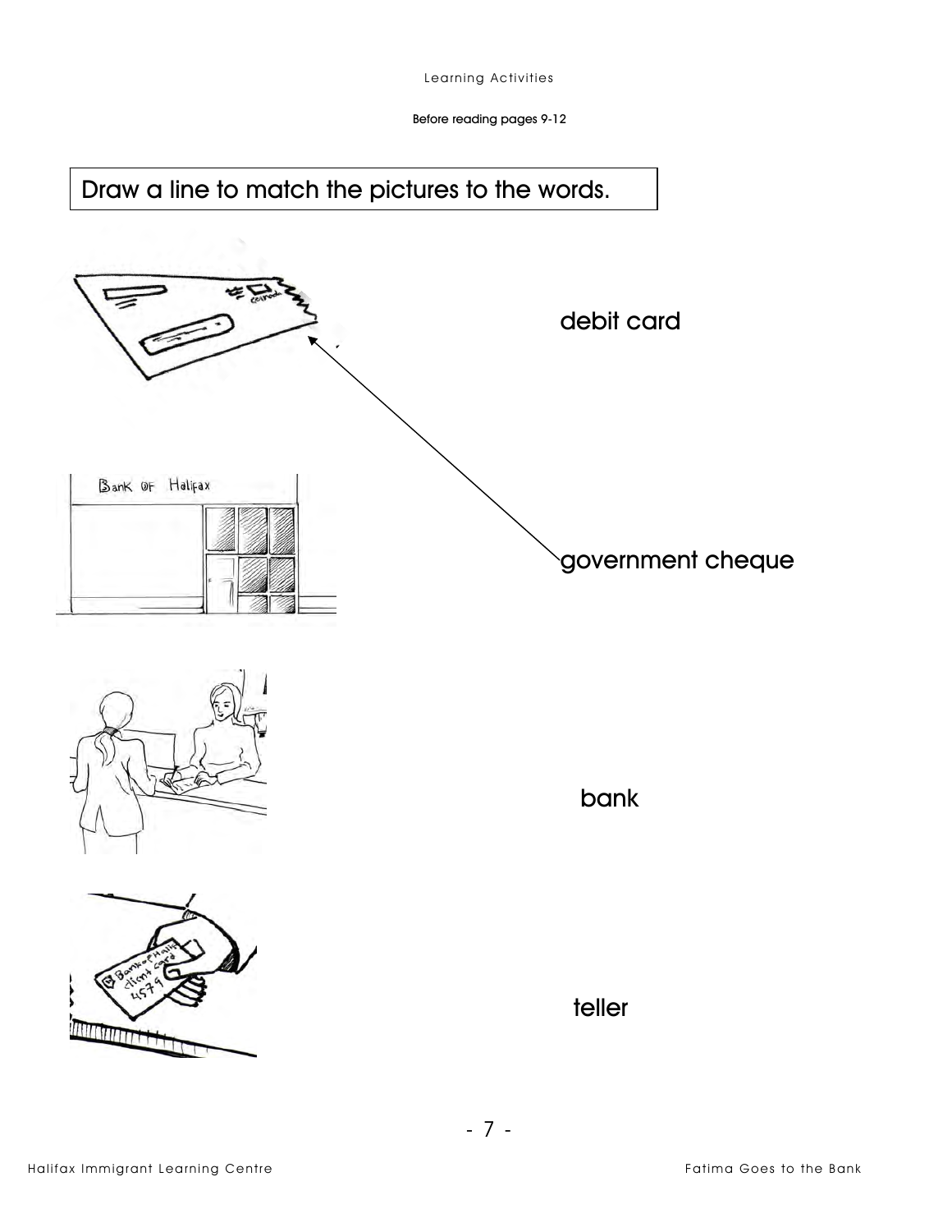Learning Activities

Before reading pages 9-12

Draw a line to match the pictures to the words.

debit card

government cheque

bank

teller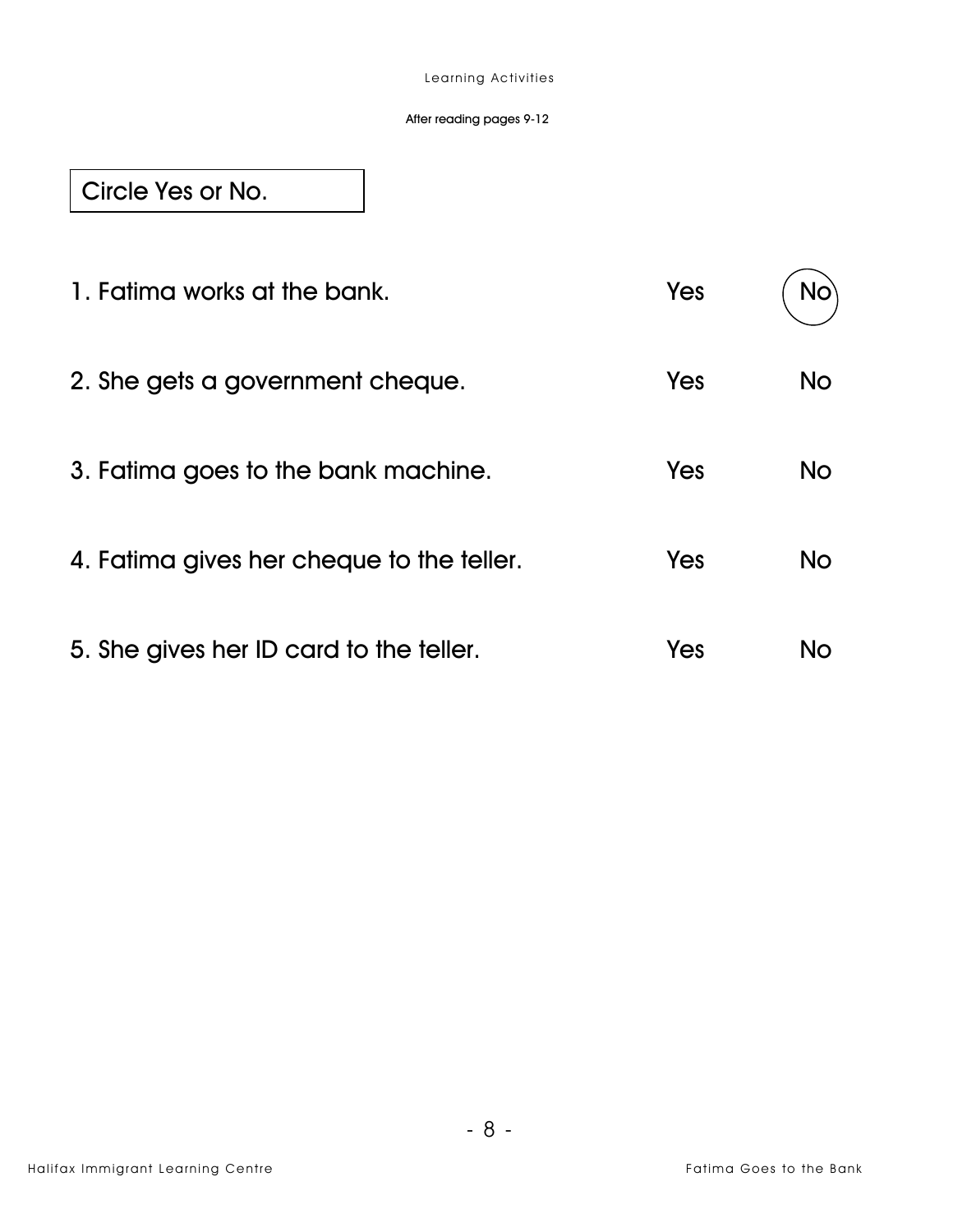After reading pages 9-12

**Circle Yes or No.**

| | | |
|---|---|---|
| 1. Fatima works at the bank. | Yes | (No) |
| 2. She gets a government cheque. | Yes | No |
| 3. Fatima goes to the bank machine. | Yes | No |
| 4. Fatima gives her cheque to the teller. | Yes | No |
| 5. She gives her ID card to the teller. | Yes | No |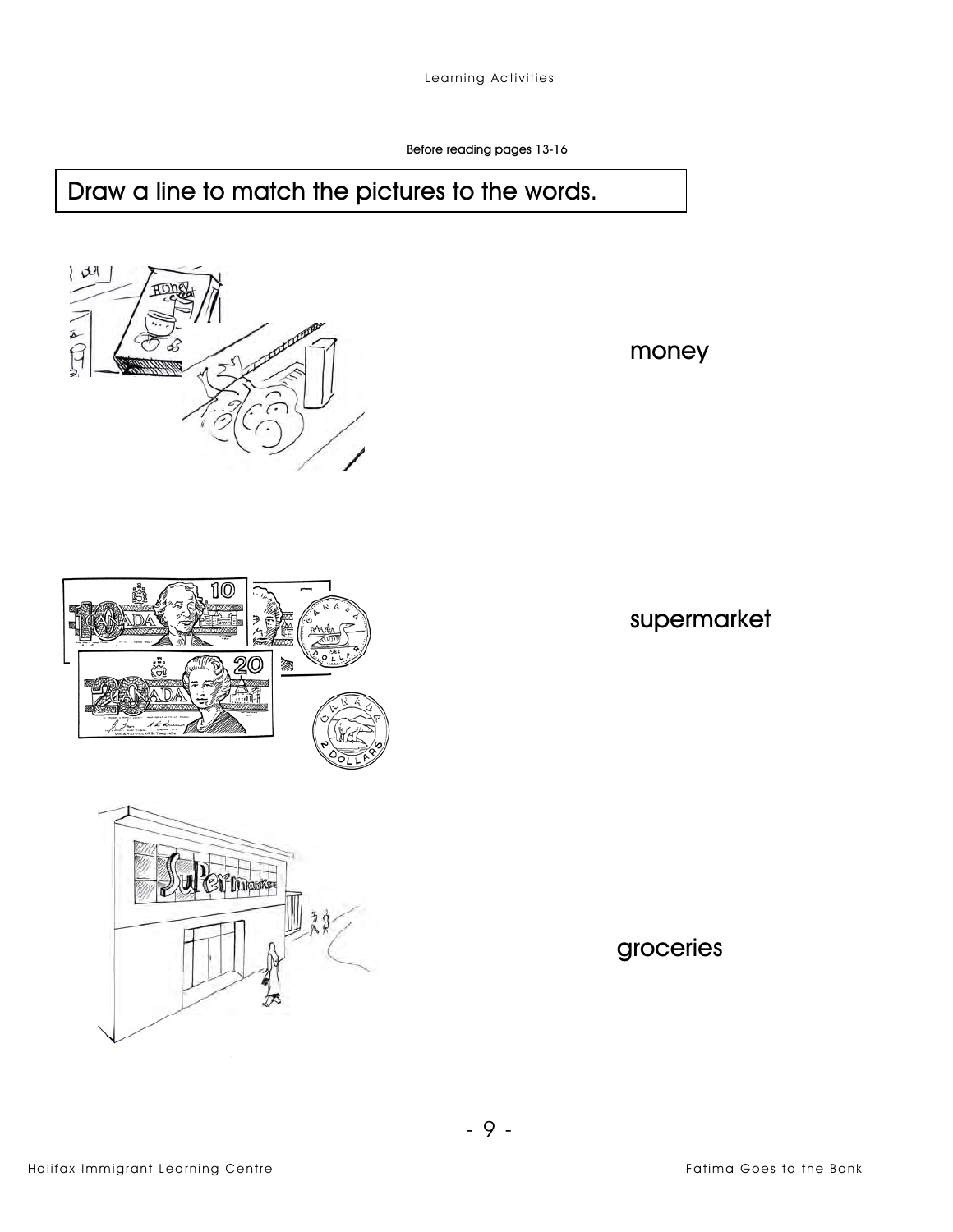Before reading pages 13-16

## Draw a line to match the pictures to the words.

money

supermarket

groceries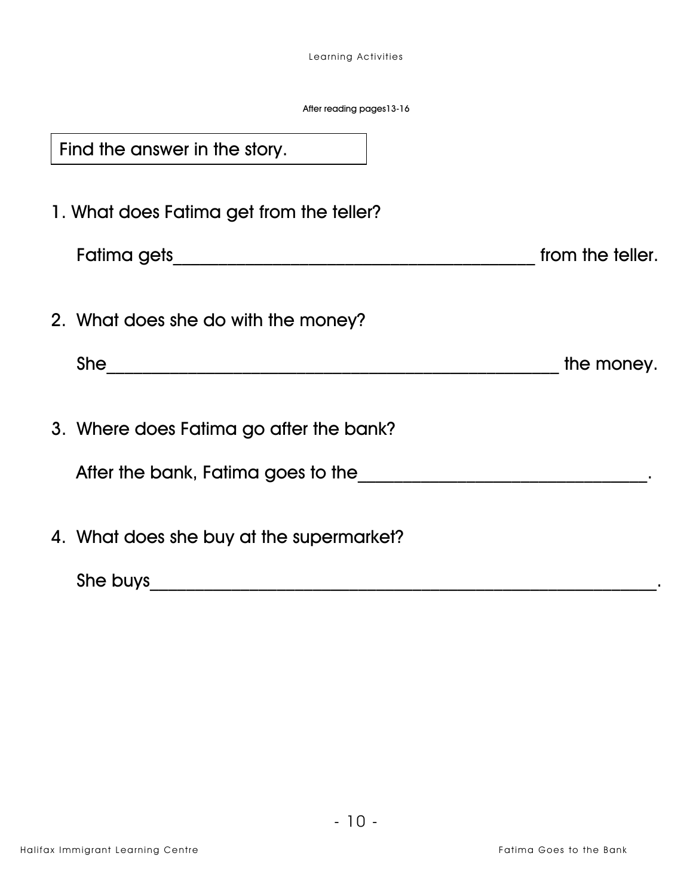After reading pages13-16

Find the answer in the story.

1. What does Fatima get from the teller?

   Fatima gets\_\_\_\_\_\_\_\_\_\_\_\_\_\_\_\_\_\_\_\_\_\_\_\_\_\_\_\_\_\_\_\_\_\_\_\_\_\_\_\_ from the teller.

2. What does she do with the money?

   She\_\_\_\_\_\_\_\_\_\_\_\_\_\_\_\_\_\_\_\_\_\_\_\_\_\_\_\_\_\_\_\_\_\_\_\_\_\_\_\_\_\_\_\_\_\_\_\_\_\_\_ the money.

3. Where does Fatima go after the bank?

   After the bank, Fatima goes to the\_\_\_\_\_\_\_\_\_\_\_\_\_\_\_\_\_\_\_\_\_\_\_\_\_\_\_\_\_\_\_\_.

4. What does she buy at the supermarket?

   She buys\_\_\_\_\_\_\_\_\_\_\_\_\_\_\_\_\_\_\_\_\_\_\_\_\_\_\_\_\_\_\_\_\_\_\_\_\_\_\_\_\_\_\_\_\_\_\_\_\_\_\_\_\_\_\_.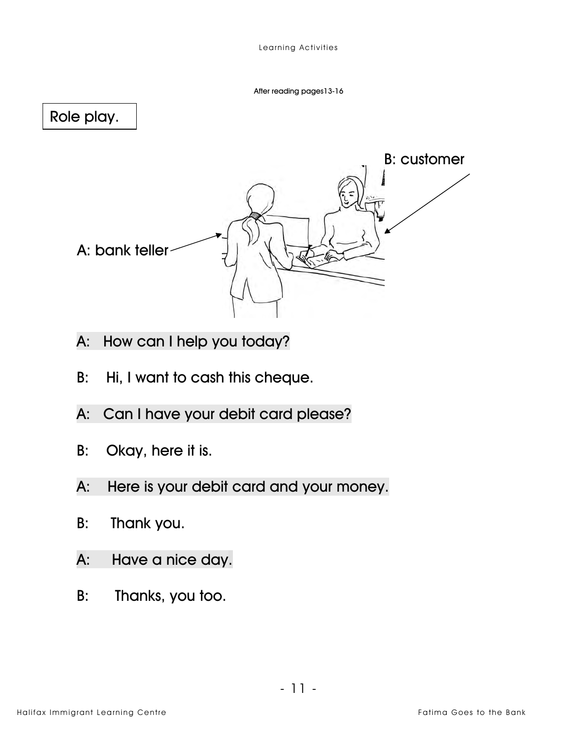Learning Activities

After reading pages13-16

## Role play.

B: customer

A: bank teller

A: How can I help you today?

B: Hi, I want to cash this cheque.

A: Can I have your debit card please?

B: Okay, here it is.

A: Here is your debit card and your money.

B: Thank you.

A: Have a nice day.

B: Thanks, you too.